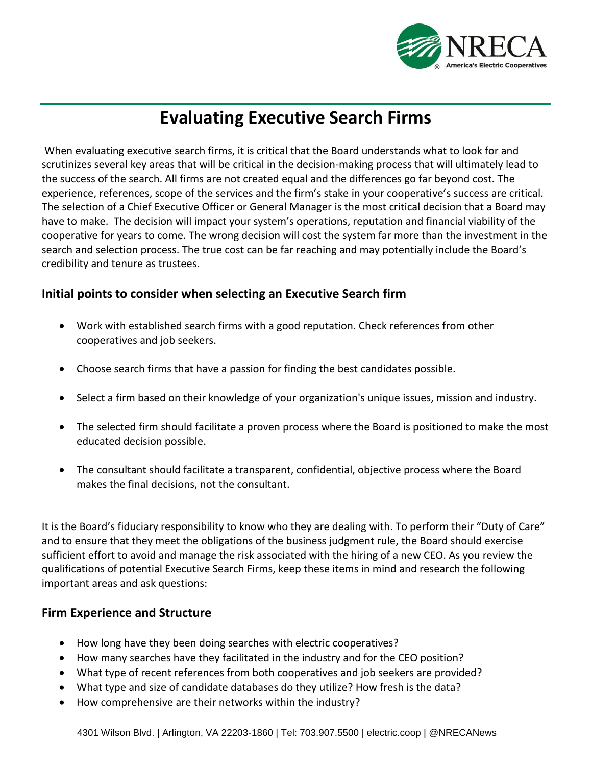# Evaluating Executive Search Firms

When evaluating executive search firms, it is critical that the Board understands what to look for and scrutinizes several key areas that will be critical in the decision-making process that will ultimately lead to the success of the search. All firms are not created equal and the differences go far beyond cost. The experience, references, scope of the services and the firm's stake in your cooperative's success are critical. The selection of a Chief Executive Officer or General Manager is the most critical decision that a Board may have to make. The decision will impact your system's operations, reputation and financial viability of the cooperative for years to come. The wrong decision will cost the system far more than the investment in the search and selection process. The true cost can be far reaching and may potentially include the Board's credibility and tenure as trustees.

## Initial points to consider when selecting an Executive Search firm

- Work with established search firms with a good reputation. Check references from other cooperatives and job seekers.
- Choose search firms that have a passion for finding the best candidates possible.
- Select a firm based on their knowledge of your organization's unique issues, mission and industry.
- The selected firm should facilitate a proven process where the Board is positioned to make the most educated decision possible.
- The consultant should facilitate a transparent, confidential, objective process where the Board makes the final decisions, not the consultant.

It is the Board's fiduciary responsibility to know who they are dealing with. To perform their "Duty of Care" and to ensure that they meet the obligations of the business judgment rule, the Board should exercise sufficient effort to avoid and manage the risk associated with the hiring of a new CEO. As you review the qualifications of potential Executive Search Firms, keep these items in mind and research the following important areas and ask questions:

## Firm Experience and Structure

- How long have they been doing searches with electric cooperatives?
- How many searches have they facilitated in the industry and for the CEO position?
- What type of recent references from both cooperatives and job seekers are provided?
- What type and size of candidate databases do they utilize? How fresh is the data?
- How comprehensive are their networks within the industry?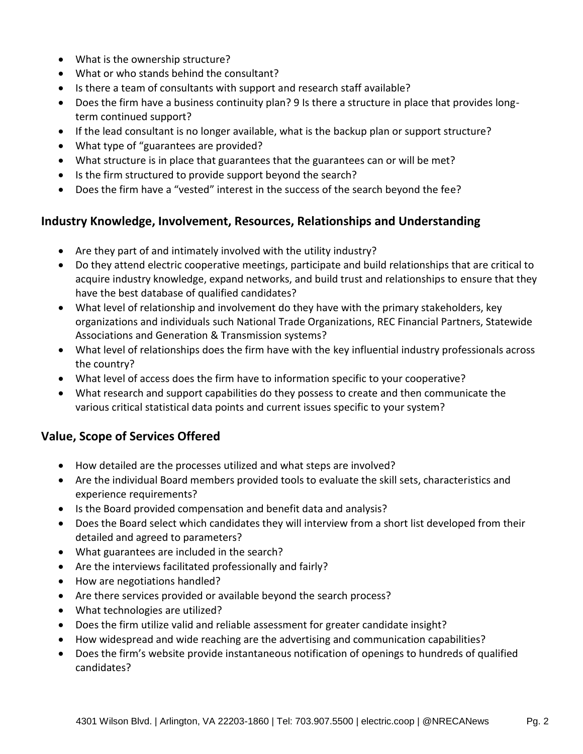- What is the ownership structure?
- What or who stands behind the consultant?
- Is there a team of consultants with support and research staff available?
- Does the firm have a business continuity plan? 9 Is there a structure in place that provides long-term continued support?
- If the lead consultant is no longer available, what is the backup plan or support structure?
- What type of "guarantees are provided?
- What structure is in place that guarantees that the guarantees can or will be met?
- Is the firm structured to provide support beyond the search?
- Does the firm have a "vested" interest in the success of the search beyond the fee?

## Industry Knowledge, Involvement, Resources, Relationships and Understanding

- Are they part of and intimately involved with the utility industry?
- Do they attend electric cooperative meetings, participate and build relationships that are critical to acquire industry knowledge, expand networks, and build trust and relationships to ensure that they have the best database of qualified candidates?
- What level of relationship and involvement do they have with the primary stakeholders, key organizations and individuals such National Trade Organizations, REC Financial Partners, Statewide Associations and Generation & Transmission systems?
- What level of relationships does the firm have with the key influential industry professionals across the country?
- What level of access does the firm have to information specific to your cooperative?
- What research and support capabilities do they possess to create and then communicate the various critical statistical data points and current issues specific to your system?

## Value, Scope of Services Offered

- How detailed are the processes utilized and what steps are involved?
- Are the individual Board members provided tools to evaluate the skill sets, characteristics and experience requirements?
- Is the Board provided compensation and benefit data and analysis?
- Does the Board select which candidates they will interview from a short list developed from their detailed and agreed to parameters?
- What guarantees are included in the search?
- Are the interviews facilitated professionally and fairly?
- How are negotiations handled?
- Are there services provided or available beyond the search process?
- What technologies are utilized?
- Does the firm utilize valid and reliable assessment for greater candidate insight?
- How widespread and wide reaching are the advertising and communication capabilities?
- Does the firm's website provide instantaneous notification of openings to hundreds of qualified candidates?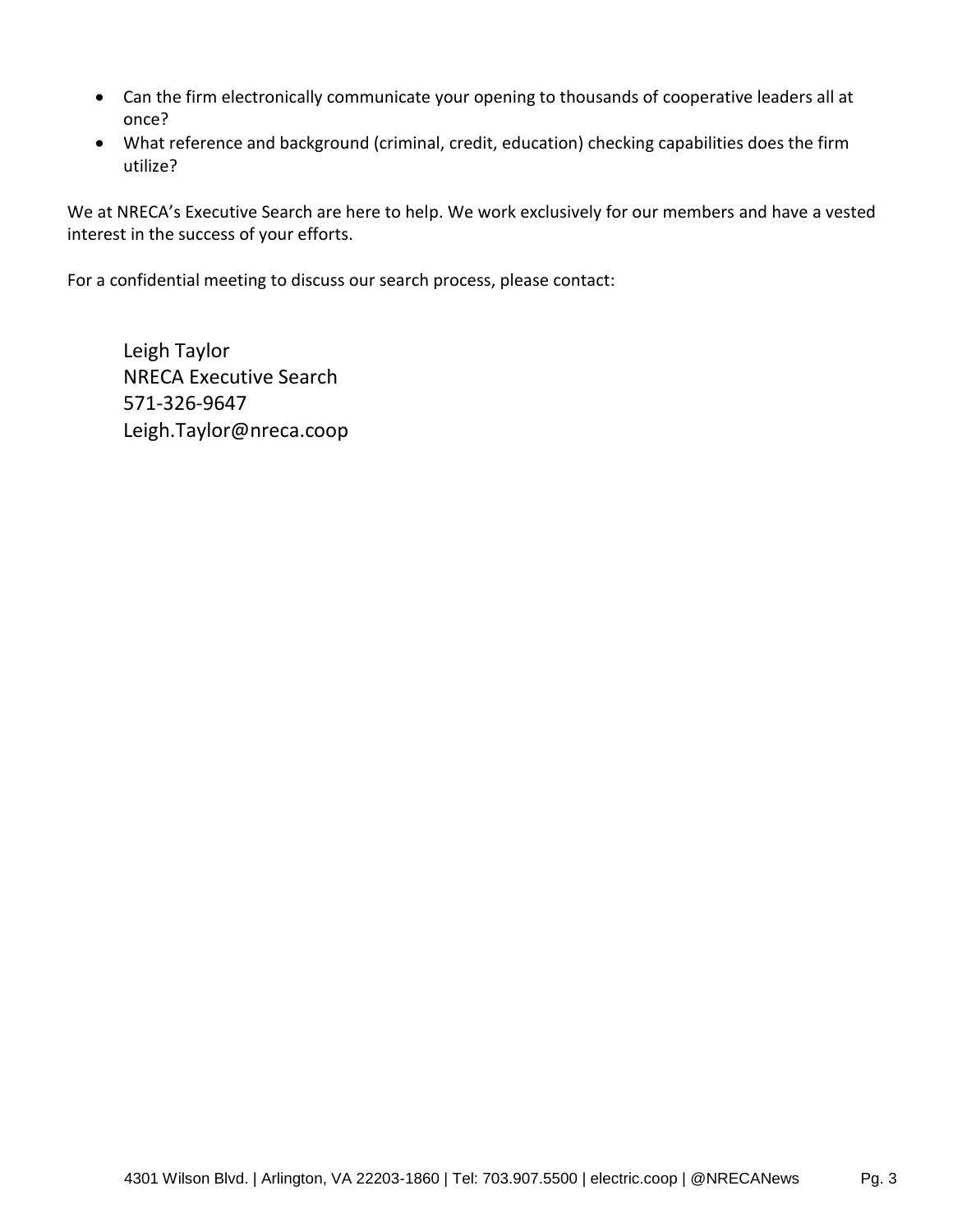- Can the firm electronically communicate your opening to thousands of cooperative leaders all at once?
- What reference and background (criminal, credit, education) checking capabilities does the firm utilize?

We at NRECA's Executive Search are here to help. We work exclusively for our members and have a vested interest in the success of your efforts.

For a confidential meeting to discuss our search process, please contact:

Leigh Taylor
NRECA Executive Search
571-326-9647
Leigh.Taylor@nreca.coop